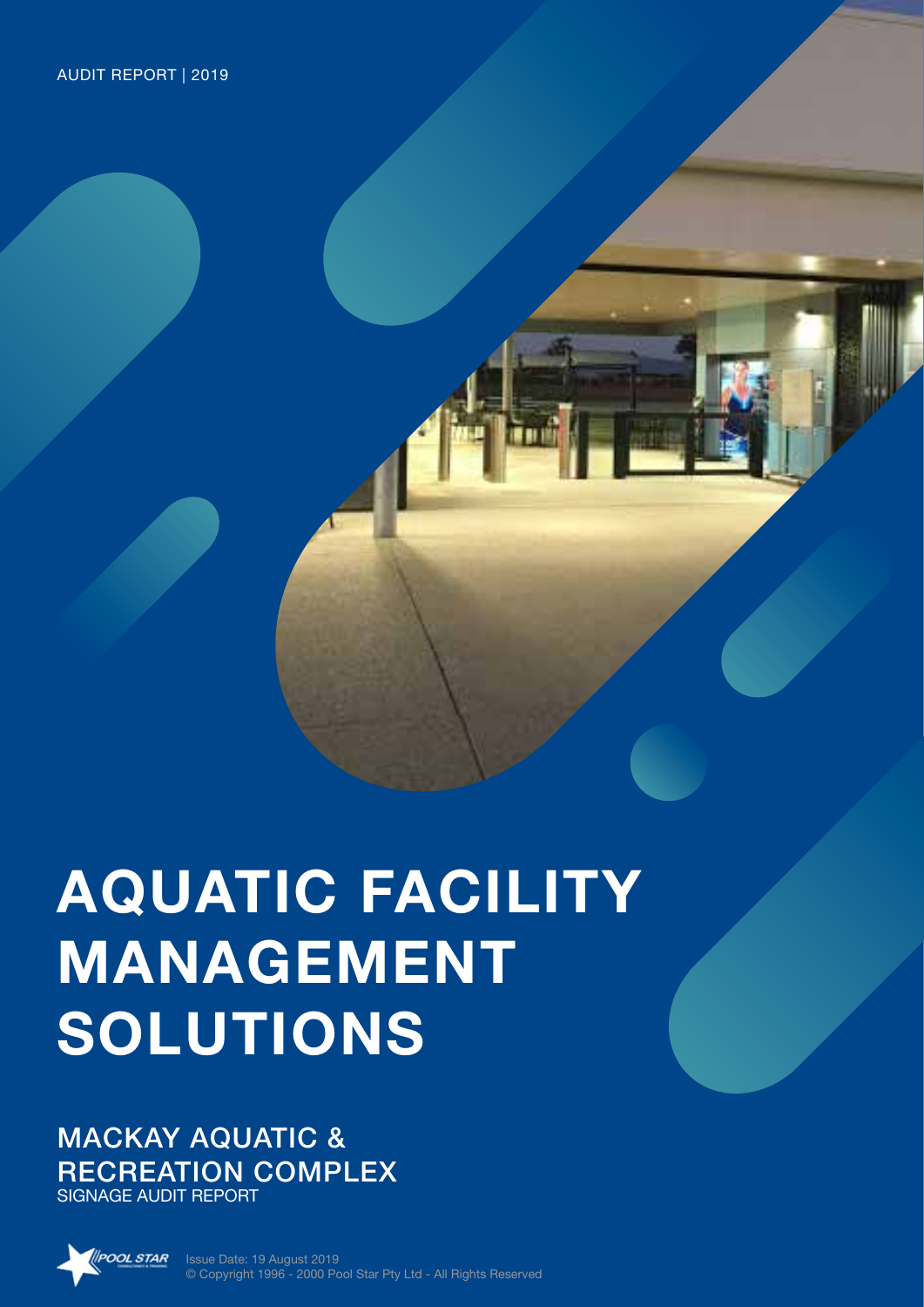AUDIT REPORT | 2019

# AQUATIC FACILITY MANAGEMENT SOLUTIONS

## MACKAY AQUATIC & RECREATION COMPLEX

SIGNAGE AUDIT REPORT

Issue Date: 19 August 2019

© Copyright 1996 - 2000 Pool Star Pty Ltd - All Rights Reserved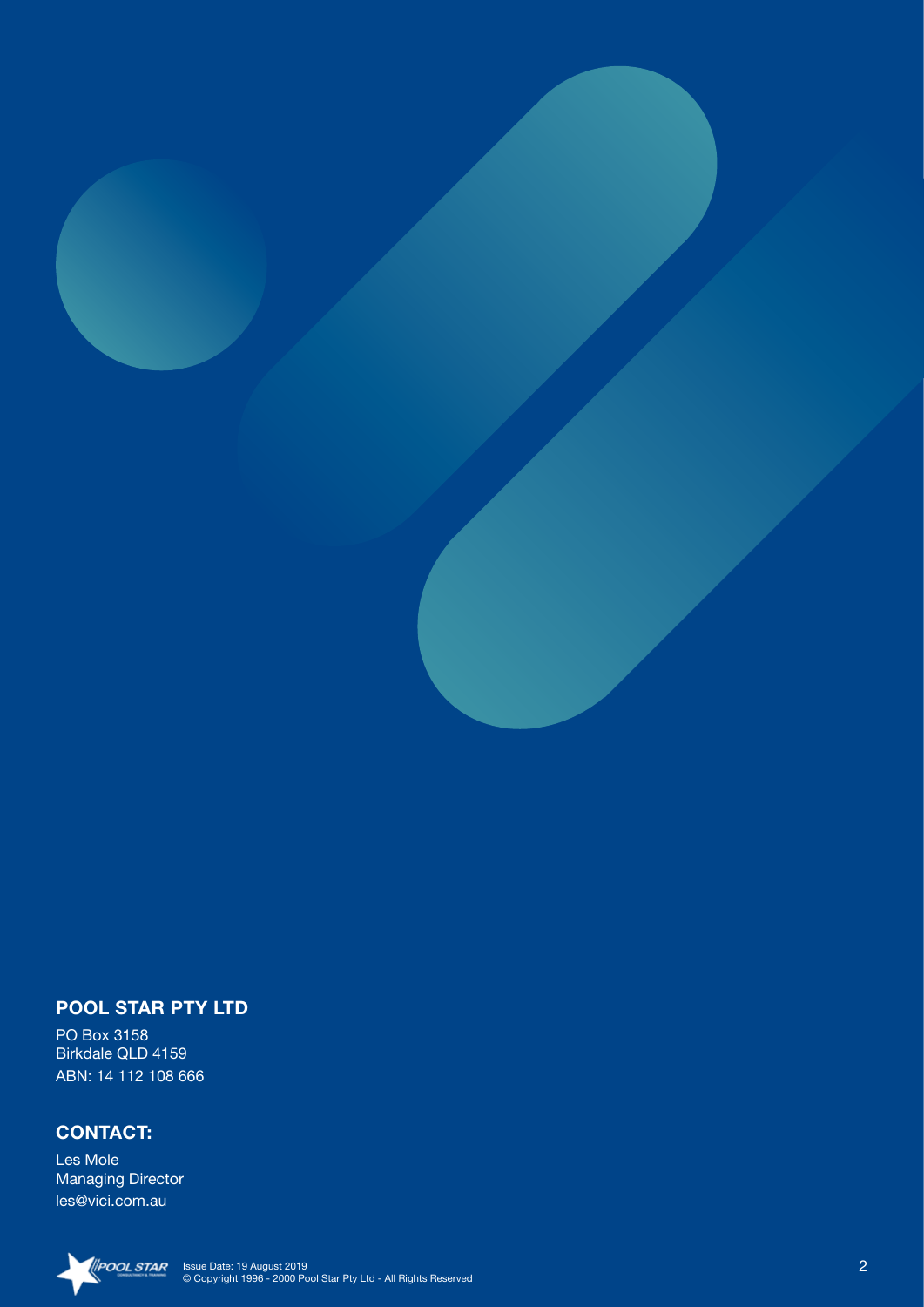## POOL STAR PTY LTD

PO Box 3158
Birkdale QLD 4159
ABN: 14 112 108 666

## CONTACT:

Les Mole
Managing Director
les@vici.com.au

Issue Date: 19 August 2019
© Copyright 1996 - 2000 Pool Star Pty Ltd - All Rights Reserved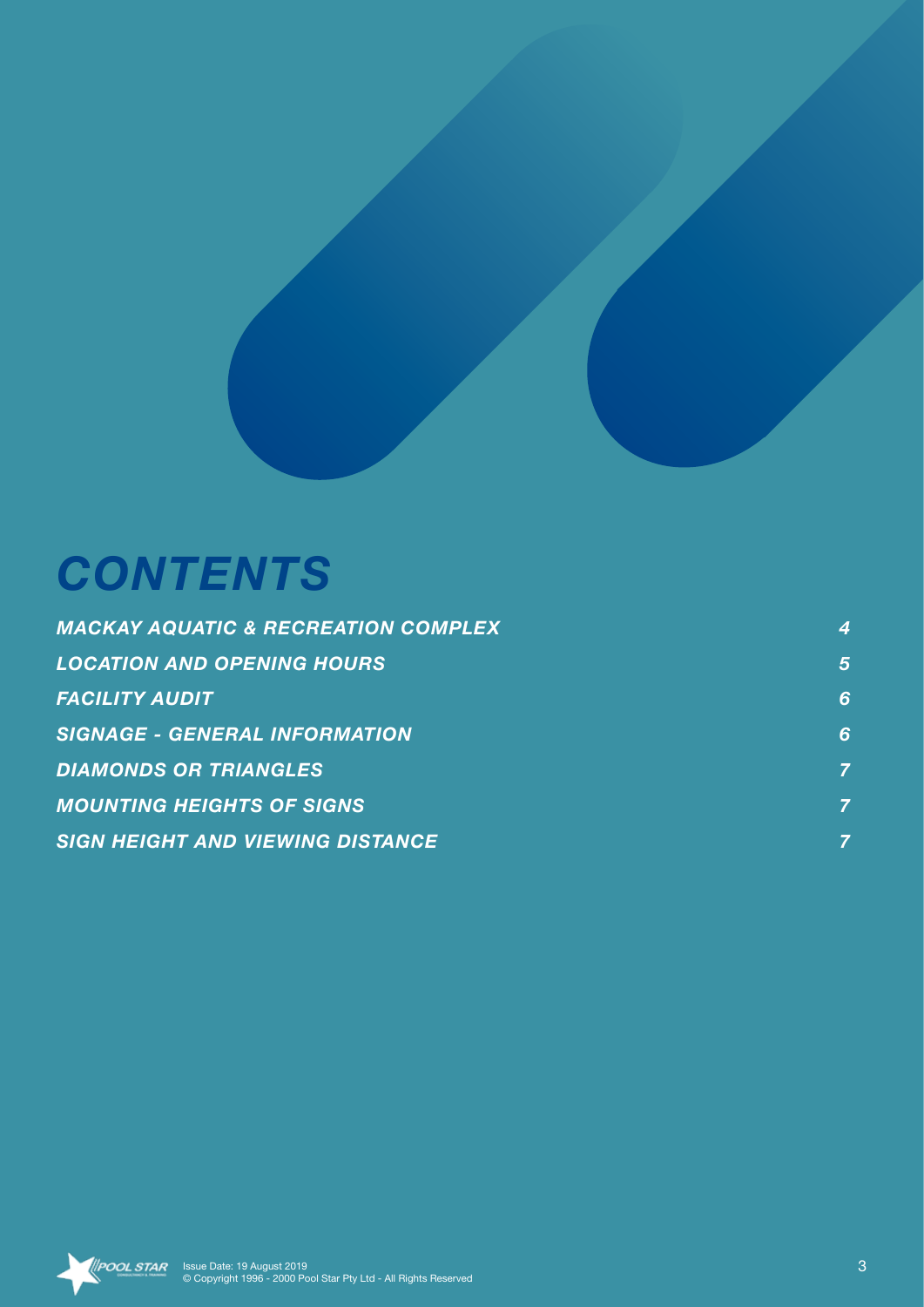# CONTENTS

| | |
|---|---|
| *MACKAY AQUATIC & RECREATION COMPLEX* | *4* |
| *LOCATION AND OPENING HOURS* | *5* |
| *FACILITY AUDIT* | *6* |
| *SIGNAGE - GENERAL INFORMATION* | *6* |
| *DIAMONDS OR TRIANGLES* | *7* |
| *MOUNTING HEIGHTS OF SIGNS* | *7* |
| *SIGN HEIGHT AND VIEWING DISTANCE* | *7* |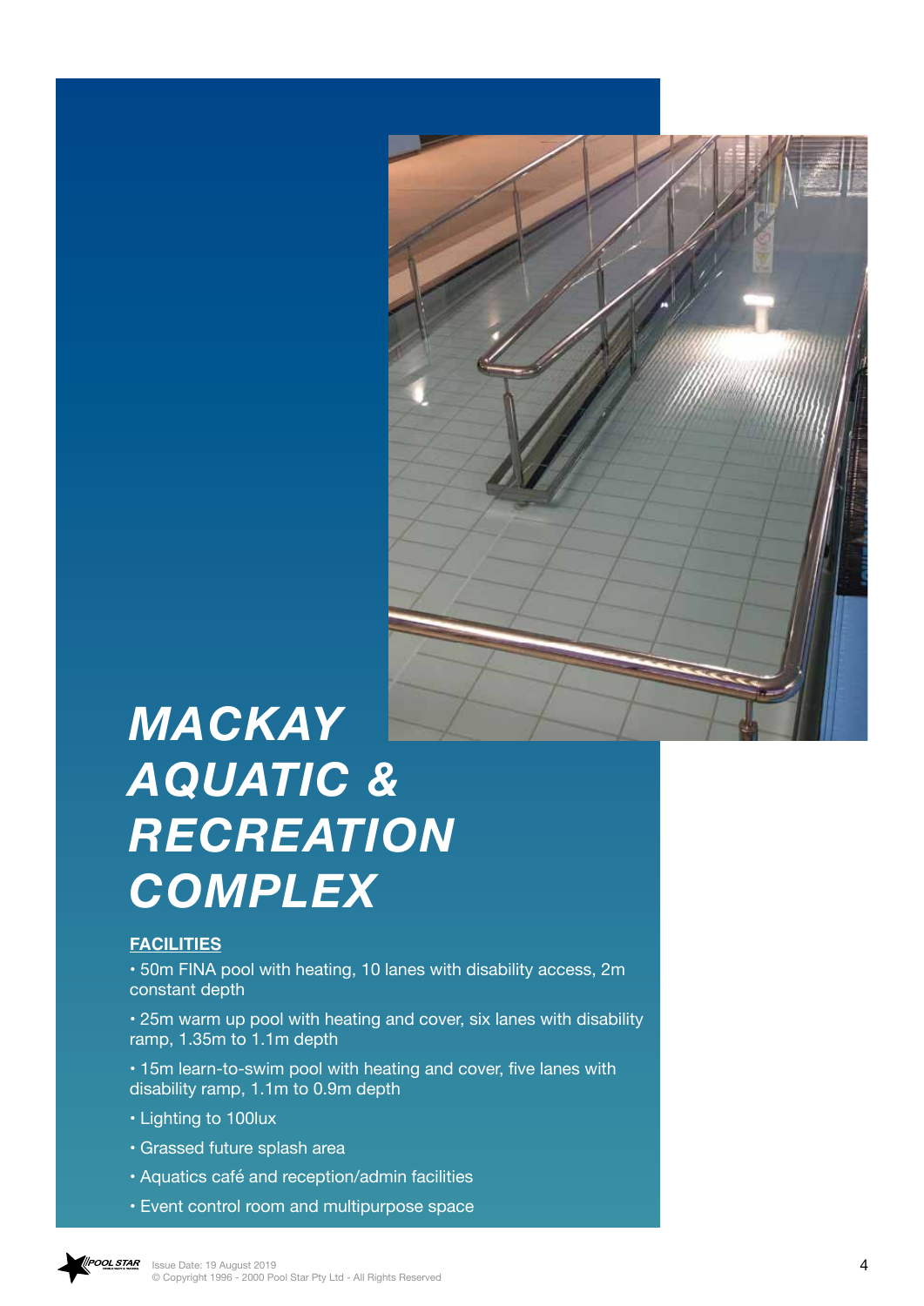# *MACKAY AQUATIC & RECREATION COMPLEX*

**FACILITIES**

- 50m FINA pool with heating, 10 lanes with disability access, 2m constant depth
- 25m warm up pool with heating and cover, six lanes with disability ramp, 1.35m to 1.1m depth
- 15m learn-to-swim pool with heating and cover, five lanes with disability ramp, 1.1m to 0.9m depth
- Lighting to 100lux
- Grassed future splash area
- Aquatics café and reception/admin facilities
- Event control room and multipurpose space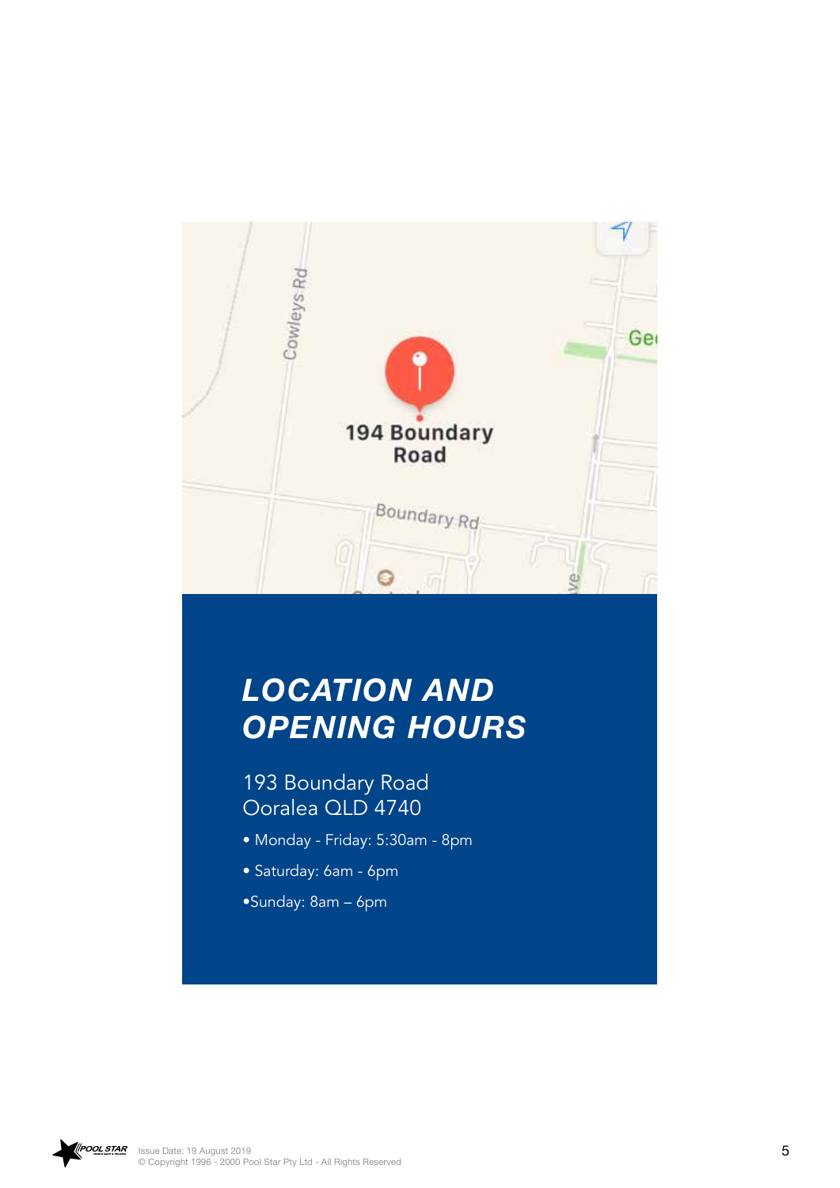# LOCATION AND OPENING HOURS

193 Boundary Road
Ooralea QLD 4740

- Monday - Friday: 5:30am - 8pm
- Saturday: 6am - 6pm
- Sunday: 8am – 6pm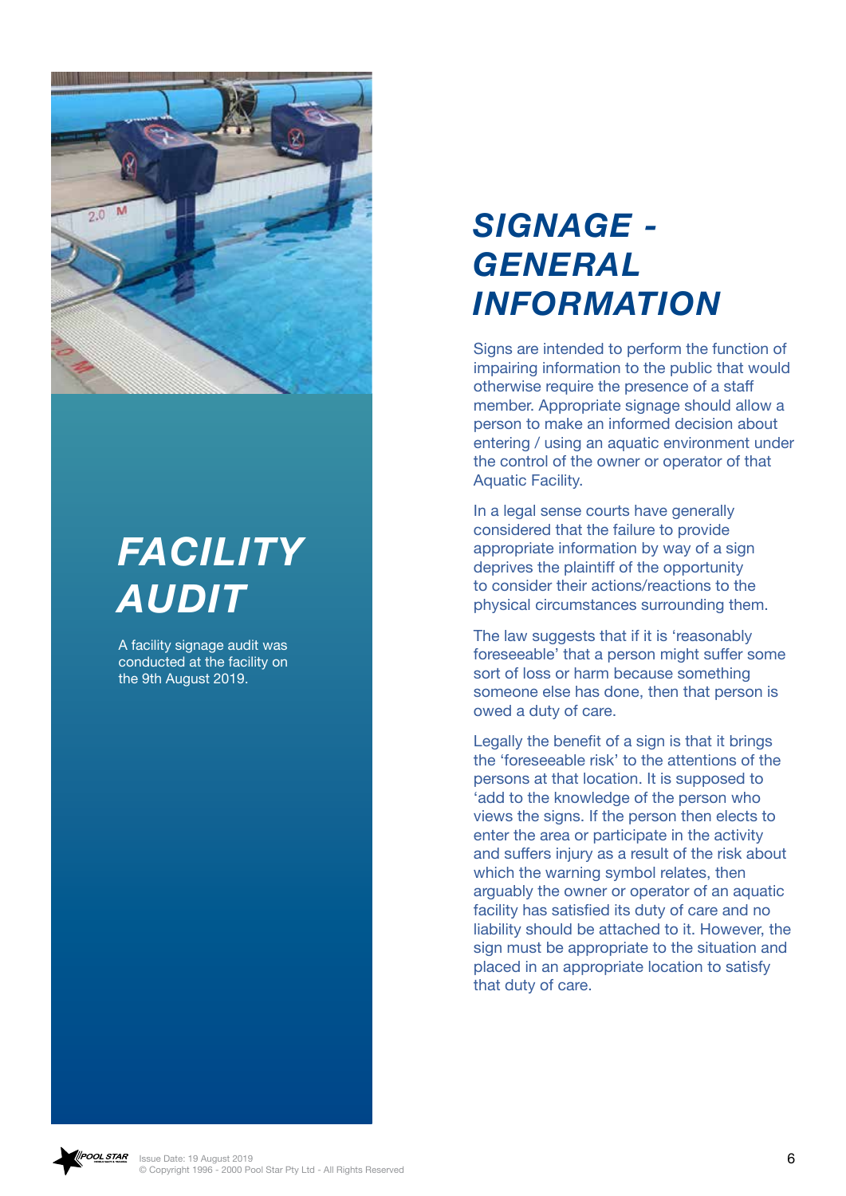# FACILITY AUDIT

A facility signage audit was conducted at the facility on the 9th August 2019.

# SIGNAGE - GENERAL INFORMATION

Signs are intended to perform the function of impairing information to the public that would otherwise require the presence of a staff member. Appropriate signage should allow a person to make an informed decision about entering / using an aquatic environment under the control of the owner or operator of that Aquatic Facility.

In a legal sense courts have generally considered that the failure to provide appropriate information by way of a sign deprives the plaintiff of the opportunity to consider their actions/reactions to the physical circumstances surrounding them.

The law suggests that if it is 'reasonably foreseeable' that a person might suffer some sort of loss or harm because something someone else has done, then that person is owed a duty of care.

Legally the benefit of a sign is that it brings the 'foreseeable risk' to the attentions of the persons at that location. It is supposed to 'add to the knowledge of the person who views the signs. If the person then elects to enter the area or participate in the activity and suffers injury as a result of the risk about which the warning symbol relates, then arguably the owner or operator of an aquatic facility has satisfied its duty of care and no liability should be attached to it. However, the sign must be appropriate to the situation and placed in an appropriate location to satisfy that duty of care.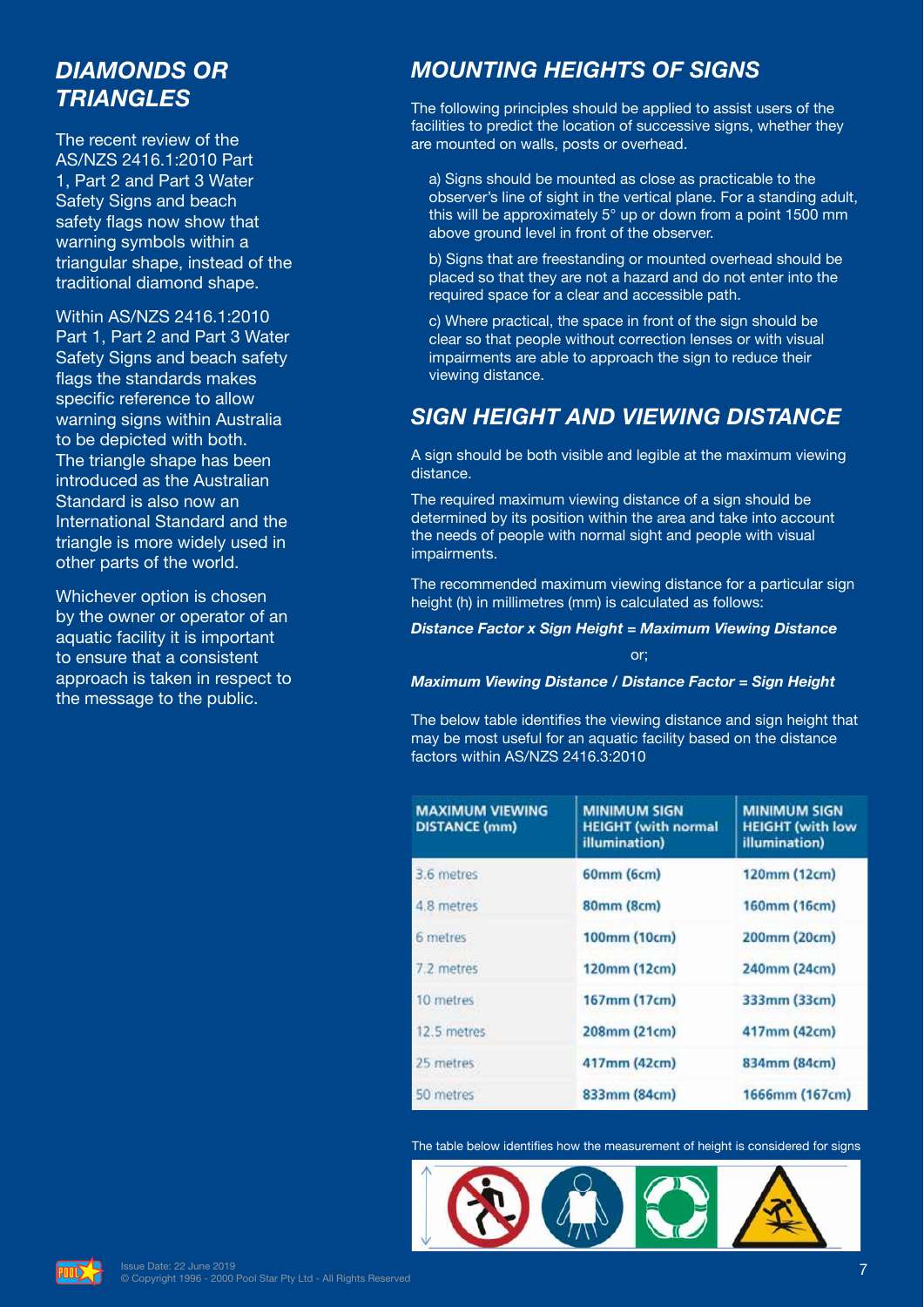## DIAMONDS OR TRIANGLES

The recent review of the AS/NZS 2416.1:2010 Part 1, Part 2 and Part 3 Water Safety Signs and beach safety flags now show that warning symbols within a triangular shape, instead of the traditional diamond shape.

Within AS/NZS 2416.1:2010 Part 1, Part 2 and Part 3 Water Safety Signs and beach safety flags the standards makes specific reference to allow warning signs within Australia to be depicted with both. The triangle shape has been introduced as the Australian Standard is also now an International Standard and the triangle is more widely used in other parts of the world.

Whichever option is chosen by the owner or operator of an aquatic facility it is important to ensure that a consistent approach is taken in respect to the message to the public.

## MOUNTING HEIGHTS OF SIGNS

The following principles should be applied to assist users of the facilities to predict the location of successive signs, whether they are mounted on walls, posts or overhead.

a) Signs should be mounted as close as practicable to the observer's line of sight in the vertical plane. For a standing adult, this will be approximately 5° up or down from a point 1500 mm above ground level in front of the observer.

b) Signs that are freestanding or mounted overhead should be placed so that they are not a hazard and do not enter into the required space for a clear and accessible path.

c) Where practical, the space in front of the sign should be clear so that people without correction lenses or with visual impairments are able to approach the sign to reduce their viewing distance.

## SIGN HEIGHT AND VIEWING DISTANCE

A sign should be both visible and legible at the maximum viewing distance.

The required maximum viewing distance of a sign should be determined by its position within the area and take into account the needs of people with normal sight and people with visual impairments.

The recommended maximum viewing distance for a particular sign height (h) in millimetres (mm) is calculated as follows:

***Distance Factor x Sign Height = Maximum Viewing Distance***

or;

***Maximum Viewing Distance / Distance Factor = Sign Height***

The below table identifies the viewing distance and sign height that may be most useful for an aquatic facility based on the distance factors within AS/NZS 2416.3:2010

| MAXIMUM VIEWING DISTANCE (mm) | MINIMUM SIGN HEIGHT (with normal illumination) | MINIMUM SIGN HEIGHT (with low illumination) |
|---|---|---|
| 3.6 metres | 60mm (6cm) | 120mm (12cm) |
| 4.8 metres | 80mm (8cm) | 160mm (16cm) |
| 6 metres | 100mm (10cm) | 200mm (20cm) |
| 7.2 metres | 120mm (12cm) | 240mm (24cm) |
| 10 metres | 167mm (17cm) | 333mm (33cm) |
| 12.5 metres | 208mm (21cm) | 417mm (42cm) |
| 25 metres | 417mm (42cm) | 834mm (84cm) |
| 50 metres | 833mm (84cm) | 1666mm (167cm) |

The table below identifies how the measurement of height is considered for signs

Issue Date: 22 June 2019
© Copyright 1996 - 2000 Pool Star Pty Ltd - All Rights Reserved